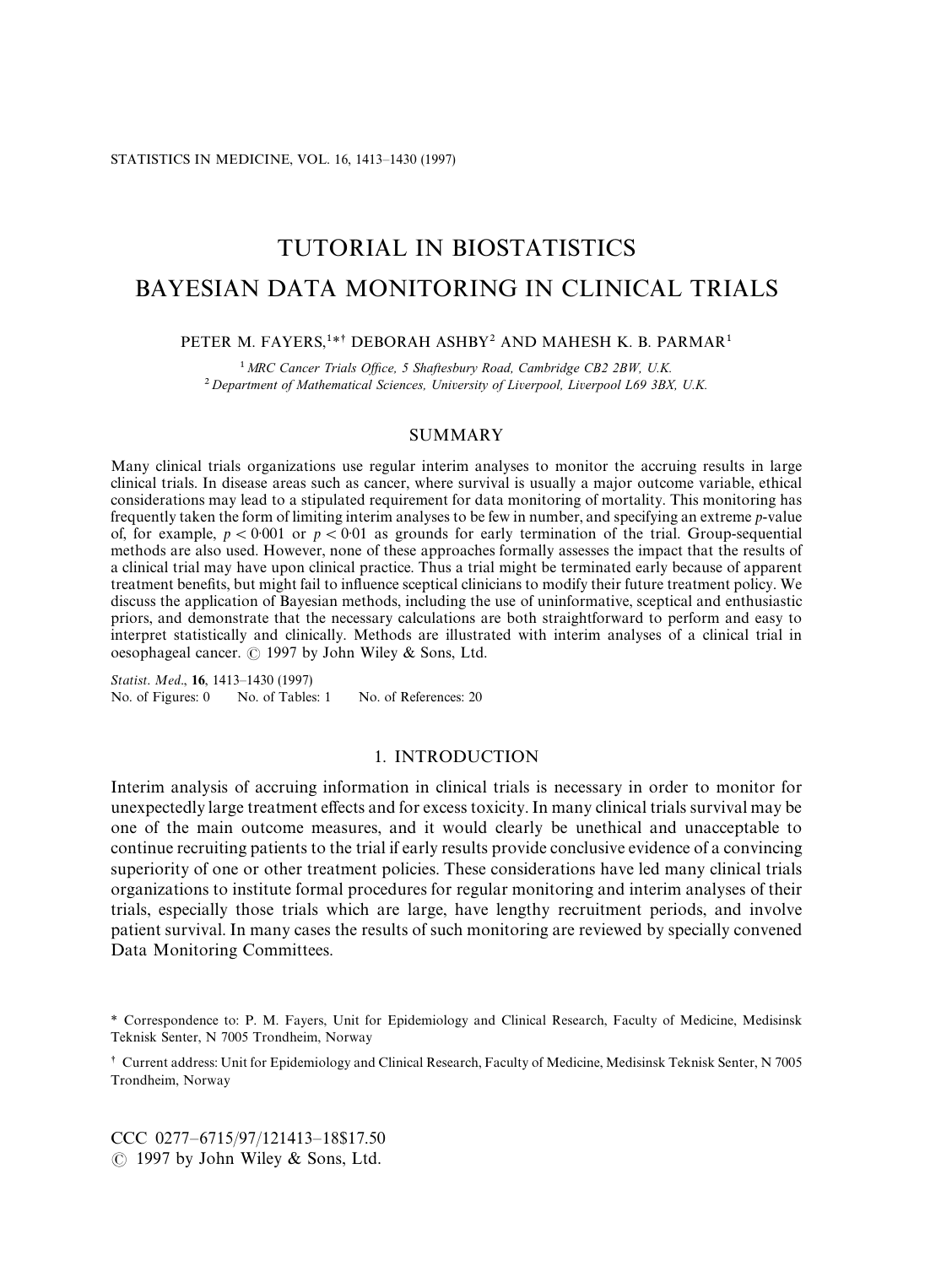# TUTORIAL IN BIOSTATISTICS
# BAYESIAN DATA MONITORING IN CLINICAL TRIALS

PETER M. FAYERS,[1*†] DEBORAH ASHBY[2] AND MAHESH K. B. PARMAR[1]

[1] *MRC Cancer Trials Office, 5 Shaftesbury Road, Cambridge CB2 2BW, U.K.*
[2] *Department of Mathematical Sciences, University of Liverpool, Liverpool L69 3BX, U.K.*

## SUMMARY

Many clinical trials organizations use regular interim analyses to monitor the accruing results in large clinical trials. In disease areas such as cancer, where survival is usually a major outcome variable, ethical considerations may lead to a stipulated requirement for data monitoring of mortality. This monitoring has frequently taken the form of limiting interim analyses to be few in number, and specifying an extreme *p*-value of, for example, $p < 0{\cdot}001$ or $p < 0{\cdot}01$ as grounds for early termination of the trial. Group-sequential methods are also used. However, none of these approaches formally assesses the impact that the results of a clinical trial may have upon clinical practice. Thus a trial might be terminated early because of apparent treatment benefits, but might fail to influence sceptical clinicians to modify their future treatment policy. We discuss the application of Bayesian methods, including the use of uninformative, sceptical and enthusiastic priors, and demonstrate that the necessary calculations are both straightforward to perform and easy to interpret statistically and clinically. Methods are illustrated with interim analyses of a clinical trial in oesophageal cancer. © 1997 by John Wiley & Sons, Ltd.

*Statist. Med.*, **16**, 1413–1430 (1997)
No. of Figures: 0 No. of Tables: 1 No. of References: 20

## 1. INTRODUCTION

Interim analysis of accruing information in clinical trials is necessary in order to monitor for unexpectedly large treatment effects and for excess toxicity. In many clinical trials survival may be one of the main outcome measures, and it would clearly be unethical and unacceptable to continue recruiting patients to the trial if early results provide conclusive evidence of a convincing superiority of one or other treatment policies. These considerations have led many clinical trials organizations to institute formal procedures for regular monitoring and interim analyses of their trials, especially those trials which are large, have lengthy recruitment periods, and involve patient survival. In many cases the results of such monitoring are reviewed by specially convened Data Monitoring Committees.

\* Correspondence to: P. M. Fayers, Unit for Epidemiology and Clinical Research, Faculty of Medicine, Medisinsk Teknisk Senter, N 7005 Trondheim, Norway

† Current address: Unit for Epidemiology and Clinical Research, Faculty of Medicine, Medisinsk Teknisk Senter, N 7005 Trondheim, Norway

CCC 0277–6715/97/121413–18$17.50
© 1997 by John Wiley & Sons, Ltd.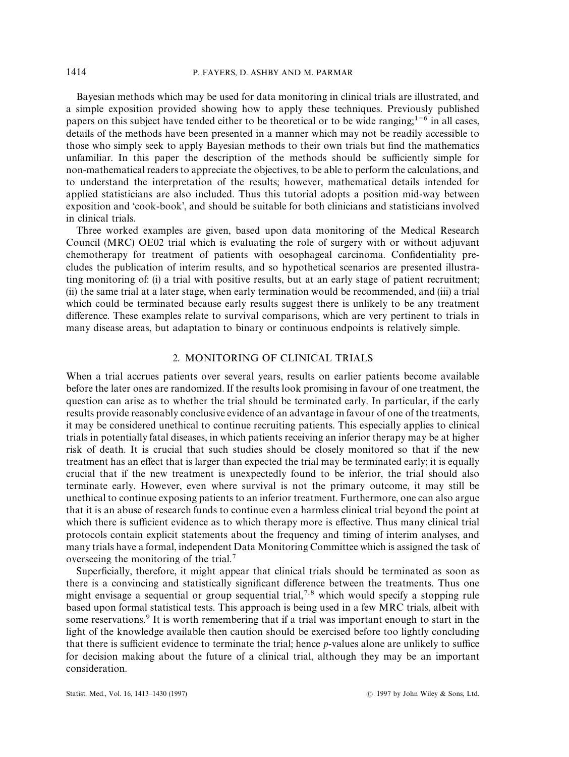Bayesian methods which may be used for data monitoring in clinical trials are illustrated, and a simple exposition provided showing how to apply these techniques. Previously published papers on this subject have tended either to be theoretical or to be wide ranging;[1–6] in all cases, details of the methods have been presented in a manner which may not be readily accessible to those who simply seek to apply Bayesian methods to their own trials but find the mathematics unfamiliar. In this paper the description of the methods should be sufficiently simple for non-mathematical readers to appreciate the objectives, to be able to perform the calculations, and to understand the interpretation of the results; however, mathematical details intended for applied statisticians are also included. Thus this tutorial adopts a position mid-way between exposition and 'cook-book', and should be suitable for both clinicians and statisticians involved in clinical trials.

Three worked examples are given, based upon data monitoring of the Medical Research Council (MRC) OE02 trial which is evaluating the role of surgery with or without adjuvant chemotherapy for treatment of patients with oesophageal carcinoma. Confidentiality precludes the publication of interim results, and so hypothetical scenarios are presented illustrating monitoring of: (i) a trial with positive results, but at an early stage of patient recruitment; (ii) the same trial at a later stage, when early termination would be recommended, and (iii) a trial which could be terminated because early results suggest there is unlikely to be any treatment difference. These examples relate to survival comparisons, which are very pertinent to trials in many disease areas, but adaptation to binary or continuous endpoints is relatively simple.

## 2. MONITORING OF CLINICAL TRIALS

When a trial accrues patients over several years, results on earlier patients become available before the later ones are randomized. If the results look promising in favour of one treatment, the question can arise as to whether the trial should be terminated early. In particular, if the early results provide reasonably conclusive evidence of an advantage in favour of one of the treatments, it may be considered unethical to continue recruiting patients. This especially applies to clinical trials in potentially fatal diseases, in which patients receiving an inferior therapy may be at higher risk of death. It is crucial that such studies should be closely monitored so that if the new treatment has an effect that is larger than expected the trial may be terminated early; it is equally crucial that if the new treatment is unexpectedly found to be inferior, the trial should also terminate early. However, even where survival is not the primary outcome, it may still be unethical to continue exposing patients to an inferior treatment. Furthermore, one can also argue that it is an abuse of research funds to continue even a harmless clinical trial beyond the point at which there is sufficient evidence as to which therapy more is effective. Thus many clinical trial protocols contain explicit statements about the frequency and timing of interim analyses, and many trials have a formal, independent Data Monitoring Committee which is assigned the task of overseeing the monitoring of the trial.[7]

Superficially, therefore, it might appear that clinical trials should be terminated as soon as there is a convincing and statistically significant difference between the treatments. Thus one might envisage a sequential or group sequential trial,[7,8] which would specify a stopping rule based upon formal statistical tests. This approach is being used in a few MRC trials, albeit with some reservations.[9] It is worth remembering that if a trial was important enough to start in the light of the knowledge available then caution should be exercised before too lightly concluding that there is sufficient evidence to terminate the trial; hence *p*-values alone are unlikely to suffice for decision making about the future of a clinical trial, although they may be an important consideration.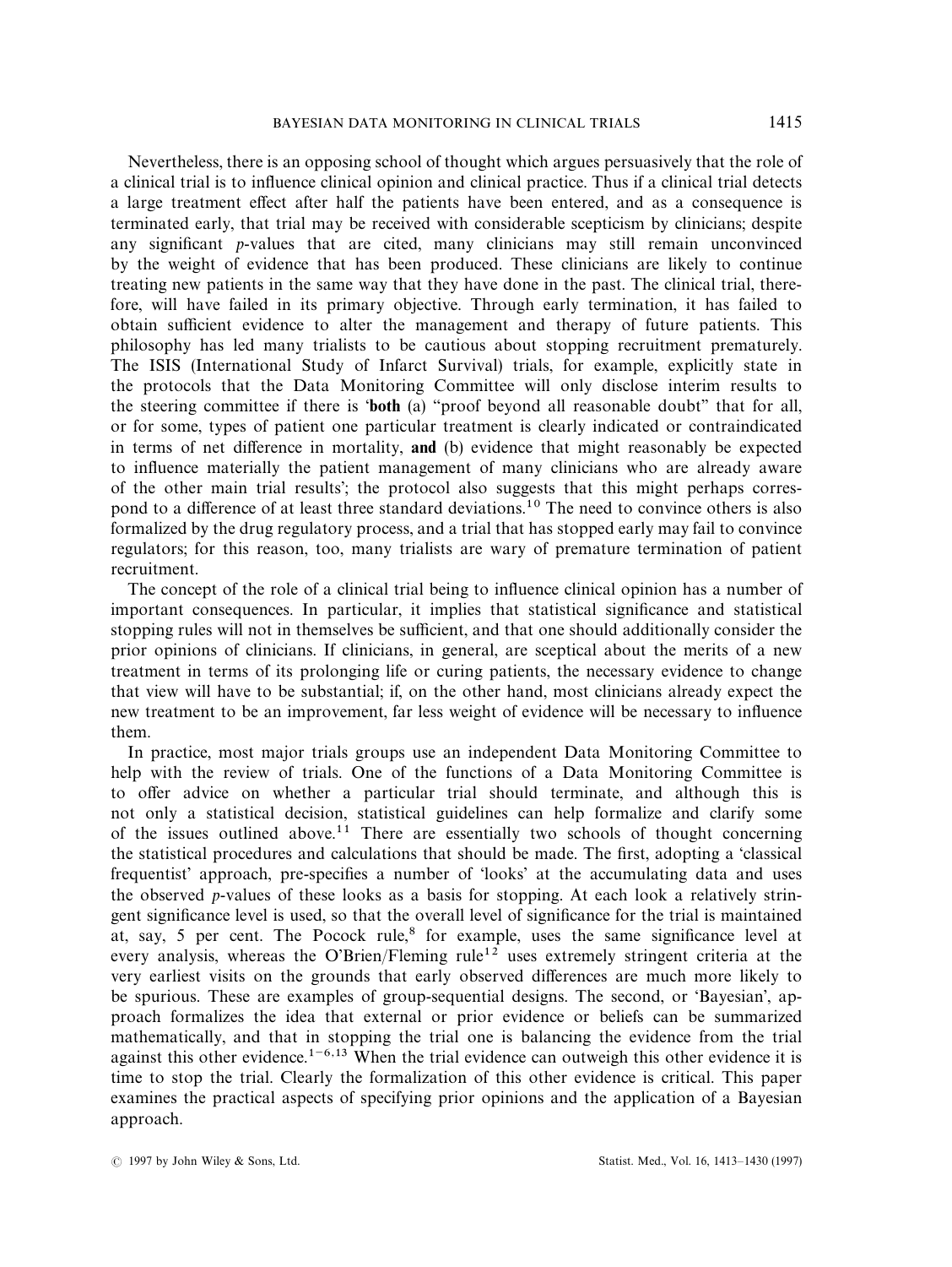Nevertheless, there is an opposing school of thought which argues persuasively that the role of a clinical trial is to influence clinical opinion and clinical practice. Thus if a clinical trial detects a large treatment effect after half the patients have been entered, and as a consequence is terminated early, that trial may be received with considerable scepticism by clinicians; despite any significant *p*-values that are cited, many clinicians may still remain unconvinced by the weight of evidence that has been produced. These clinicians are likely to continue treating new patients in the same way that they have done in the past. The clinical trial, therefore, will have failed in its primary objective. Through early termination, it has failed to obtain sufficient evidence to alter the management and therapy of future patients. This philosophy has led many trialists to be cautious about stopping recruitment prematurely. The ISIS (International Study of Infarct Survival) trials, for example, explicitly state in the protocols that the Data Monitoring Committee will only disclose interim results to the steering committee if there is '**both** (a) "proof beyond all reasonable doubt" that for all, or for some, types of patient one particular treatment is clearly indicated or contraindicated in terms of net difference in mortality, **and** (b) evidence that might reasonably be expected to influence materially the patient management of many clinicians who are already aware of the other main trial results'; the protocol also suggests that this might perhaps correspond to a difference of at least three standard deviations.[10] The need to convince others is also formalized by the drug regulatory process, and a trial that has stopped early may fail to convince regulators; for this reason, too, many trialists are wary of premature termination of patient recruitment.

The concept of the role of a clinical trial being to influence clinical opinion has a number of important consequences. In particular, it implies that statistical significance and statistical stopping rules will not in themselves be sufficient, and that one should additionally consider the prior opinions of clinicians. If clinicians, in general, are sceptical about the merits of a new treatment in terms of its prolonging life or curing patients, the necessary evidence to change that view will have to be substantial; if, on the other hand, most clinicians already expect the new treatment to be an improvement, far less weight of evidence will be necessary to influence them.

In practice, most major trials groups use an independent Data Monitoring Committee to help with the review of trials. One of the functions of a Data Monitoring Committee is to offer advice on whether a particular trial should terminate, and although this is not only a statistical decision, statistical guidelines can help formalize and clarify some of the issues outlined above.[11] There are essentially two schools of thought concerning the statistical procedures and calculations that should be made. The first, adopting a 'classical frequentist' approach, pre-specifies a number of 'looks' at the accumulating data and uses the observed *p*-values of these looks as a basis for stopping. At each look a relatively stringent significance level is used, so that the overall level of significance for the trial is maintained at, say, 5 per cent. The Pocock rule,[8] for example, uses the same significance level at every analysis, whereas the O'Brien/Fleming rule[12] uses extremely stringent criteria at the very earliest visits on the grounds that early observed differences are much more likely to be spurious. These are examples of group-sequential designs. The second, or 'Bayesian', approach formalizes the idea that external or prior evidence or beliefs can be summarized mathematically, and that in stopping the trial one is balancing the evidence from the trial against this other evidence.[1–6,13] When the trial evidence can outweigh this other evidence it is time to stop the trial. Clearly the formalization of this other evidence is critical. This paper examines the practical aspects of specifying prior opinions and the application of a Bayesian approach.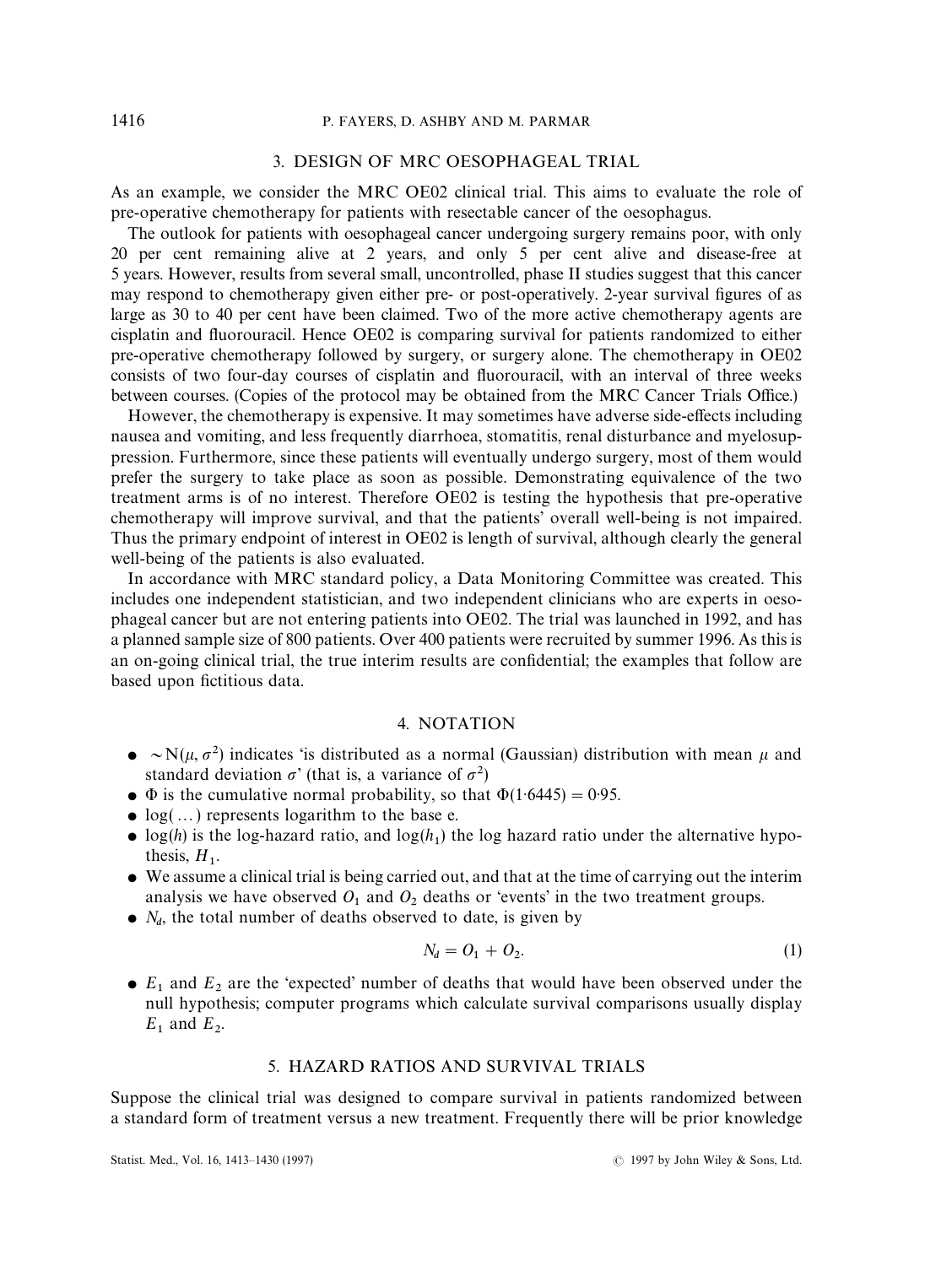## 3. DESIGN OF MRC OESOPHAGEAL TRIAL

As an example, we consider the MRC OE02 clinical trial. This aims to evaluate the role of pre-operative chemotherapy for patients with resectable cancer of the oesophagus.

The outlook for patients with oesophageal cancer undergoing surgery remains poor, with only 20 per cent remaining alive at 2 years, and only 5 per cent alive and disease-free at 5 years. However, results from several small, uncontrolled, phase II studies suggest that this cancer may respond to chemotherapy given either pre- or post-operatively. 2-year survival figures of as large as 30 to 40 per cent have been claimed. Two of the more active chemotherapy agents are cisplatin and fluorouracil. Hence OE02 is comparing survival for patients randomized to either pre-operative chemotherapy followed by surgery, or surgery alone. The chemotherapy in OE02 consists of two four-day courses of cisplatin and fluorouracil, with an interval of three weeks between courses. (Copies of the protocol may be obtained from the MRC Cancer Trials Office.)

However, the chemotherapy is expensive. It may sometimes have adverse side-effects including nausea and vomiting, and less frequently diarrhoea, stomatitis, renal disturbance and myelosuppression. Furthermore, since these patients will eventually undergo surgery, most of them would prefer the surgery to take place as soon as possible. Demonstrating equivalence of the two treatment arms is of no interest. Therefore OE02 is testing the hypothesis that pre-operative chemotherapy will improve survival, and that the patients' overall well-being is not impaired. Thus the primary endpoint of interest in OE02 is length of survival, although clearly the general well-being of the patients is also evaluated.

In accordance with MRC standard policy, a Data Monitoring Committee was created. This includes one independent statistician, and two independent clinicians who are experts in oesophageal cancer but are not entering patients into OE02. The trial was launched in 1992, and has a planned sample size of 800 patients. Over 400 patients were recruited by summer 1996. As this is an on-going clinical trial, the true interim results are confidential; the examples that follow are based upon fictitious data.

## 4. NOTATION

- $\sim N(\mu, \sigma^2)$ indicates 'is distributed as a normal (Gaussian) distribution with mean $\mu$ and standard deviation $\sigma$' (that is, a variance of $\sigma^2$)
- $\Phi$ is the cumulative normal probability, so that $\Phi(1{\cdot}6445) = 0{\cdot}95$.
- $\log(\dots)$ represents logarithm to the base e.
- $\log(h)$ is the log-hazard ratio, and $\log(h_1)$ the log hazard ratio under the alternative hypothesis, $H_1$.
- We assume a clinical trial is being carried out, and that at the time of carrying out the interim analysis we have observed $O_1$ and $O_2$ deaths or 'events' in the two treatment groups.
- $N_d$, the total number of deaths observed to date, is given by

$$N_d = O_1 + O_2. \qquad (1)$$

- $E_1$ and $E_2$ are the 'expected' number of deaths that would have been observed under the null hypothesis; computer programs which calculate survival comparisons usually display $E_1$ and $E_2$.

## 5. HAZARD RATIOS AND SURVIVAL TRIALS

Suppose the clinical trial was designed to compare survival in patients randomized between a standard form of treatment versus a new treatment. Frequently there will be prior knowledge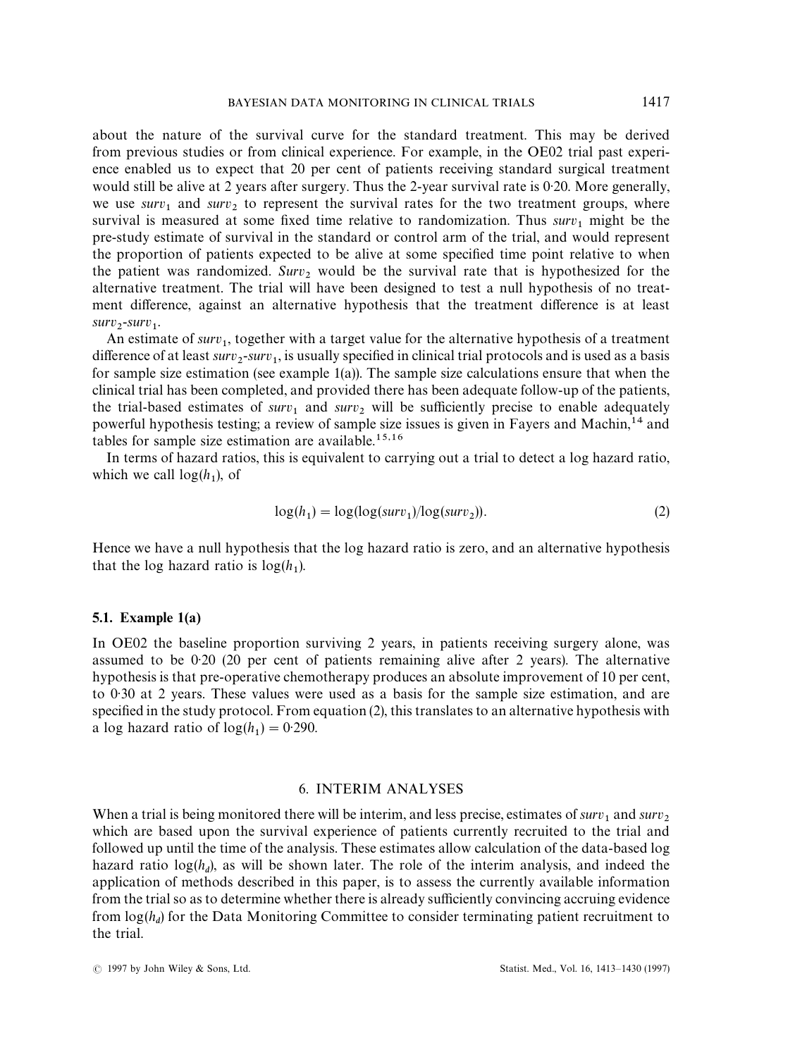about the nature of the survival curve for the standard treatment. This may be derived from previous studies or from clinical experience. For example, in the OE02 trial past experience enabled us to expect that 20 per cent of patients receiving standard surgical treatment would still be alive at 2 years after surgery. Thus the 2-year survival rate is 0·20. More generally, we use $surv_1$ and $surv_2$ to represent the survival rates for the two treatment groups, where survival is measured at some fixed time relative to randomization. Thus $surv_1$ might be the pre-study estimate of survival in the standard or control arm of the trial, and would represent the proportion of patients expected to be alive at some specified time point relative to when the patient was randomized. $Surv_2$ would be the survival rate that is hypothesized for the alternative treatment. The trial will have been designed to test a null hypothesis of no treatment difference, against an alternative hypothesis that the treatment difference is at least $surv_2$-$surv_1$.

An estimate of $surv_1$, together with a target value for the alternative hypothesis of a treatment difference of at least $surv_2$-$surv_1$, is usually specified in clinical trial protocols and is used as a basis for sample size estimation (see example 1(a)). The sample size calculations ensure that when the clinical trial has been completed, and provided there has been adequate follow-up of the patients, the trial-based estimates of $surv_1$ and $surv_2$ will be sufficiently precise to enable adequately powerful hypothesis testing; a review of sample size issues is given in Fayers and Machin,[14] and tables for sample size estimation are available.[15,16]

In terms of hazard ratios, this is equivalent to carrying out a trial to detect a log hazard ratio, which we call $\log(h_1)$, of

$$\log(h_1) = \log(\log(surv_1)/\log(surv_2)). \tag{2}$$

Hence we have a null hypothesis that the log hazard ratio is zero, and an alternative hypothesis that the log hazard ratio is $\log(h_1)$.

### 5.1. Example 1(a)

In OE02 the baseline proportion surviving 2 years, in patients receiving surgery alone, was assumed to be 0·20 (20 per cent of patients remaining alive after 2 years). The alternative hypothesis is that pre-operative chemotherapy produces an absolute improvement of 10 per cent, to 0·30 at 2 years. These values were used as a basis for the sample size estimation, and are specified in the study protocol. From equation (2), this translates to an alternative hypothesis with a log hazard ratio of $\log(h_1) = 0{\cdot}290$.

## 6. INTERIM ANALYSES

When a trial is being monitored there will be interim, and less precise, estimates of $surv_1$ and $surv_2$ which are based upon the survival experience of patients currently recruited to the trial and followed up until the time of the analysis. These estimates allow calculation of the data-based log hazard ratio $\log(h_d)$, as will be shown later. The role of the interim analysis, and indeed the application of methods described in this paper, is to assess the currently available information from the trial so as to determine whether there is already sufficiently convincing accruing evidence from $\log(h_d)$ for the Data Monitoring Committee to consider terminating patient recruitment to the trial.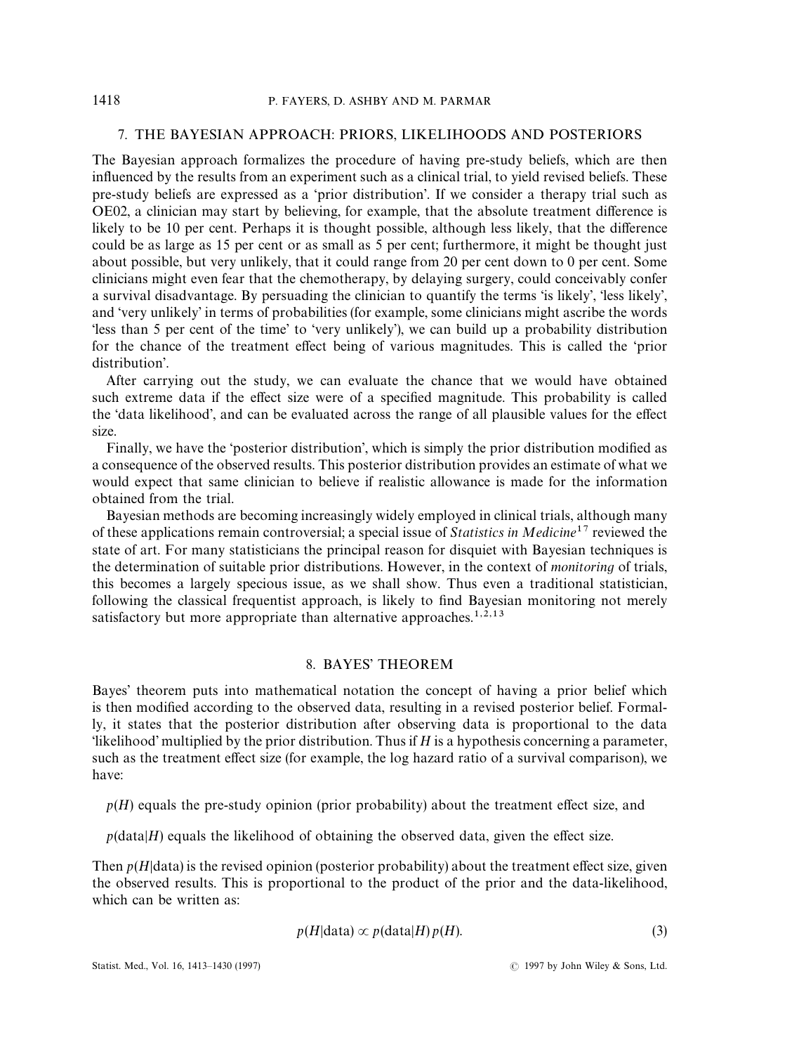## 7. THE BAYESIAN APPROACH: PRIORS, LIKELIHOODS AND POSTERIORS

The Bayesian approach formalizes the procedure of having pre-study beliefs, which are then influenced by the results from an experiment such as a clinical trial, to yield revised beliefs. These pre-study beliefs are expressed as a 'prior distribution'. If we consider a therapy trial such as OE02, a clinician may start by believing, for example, that the absolute treatment difference is likely to be 10 per cent. Perhaps it is thought possible, although less likely, that the difference could be as large as 15 per cent or as small as 5 per cent; furthermore, it might be thought just about possible, but very unlikely, that it could range from 20 per cent down to 0 per cent. Some clinicians might even fear that the chemotherapy, by delaying surgery, could conceivably confer a survival disadvantage. By persuading the clinician to quantify the terms 'is likely', 'less likely', and 'very unlikely' in terms of probabilities (for example, some clinicians might ascribe the words 'less than 5 per cent of the time' to 'very unlikely'), we can build up a probability distribution for the chance of the treatment effect being of various magnitudes. This is called the 'prior distribution'.

After carrying out the study, we can evaluate the chance that we would have obtained such extreme data if the effect size were of a specified magnitude. This probability is called the 'data likelihood', and can be evaluated across the range of all plausible values for the effect size.

Finally, we have the 'posterior distribution', which is simply the prior distribution modified as a consequence of the observed results. This posterior distribution provides an estimate of what we would expect that same clinician to believe if realistic allowance is made for the information obtained from the trial.

Bayesian methods are becoming increasingly widely employed in clinical trials, although many of these applications remain controversial; a special issue of *Statistics in Medicine*[17] reviewed the state of art. For many statisticians the principal reason for disquiet with Bayesian techniques is the determination of suitable prior distributions. However, in the context of *monitoring* of trials, this becomes a largely specious issue, as we shall show. Thus even a traditional statistician, following the classical frequentist approach, is likely to find Bayesian monitoring not merely satisfactory but more appropriate than alternative approaches.[1,2,13]

## 8. BAYES' THEOREM

Bayes' theorem puts into mathematical notation the concept of having a prior belief which is then modified according to the observed data, resulting in a revised posterior belief. Formally, it states that the posterior distribution after observing data is proportional to the data 'likelihood' multiplied by the prior distribution. Thus if $H$ is a hypothesis concerning a parameter, such as the treatment effect size (for example, the log hazard ratio of a survival comparison), we have:

$p(H)$ equals the pre-study opinion (prior probability) about the treatment effect size, and

$p(\text{data}|H)$ equals the likelihood of obtaining the observed data, given the effect size.

Then $p(H|\text{data})$ is the revised opinion (posterior probability) about the treatment effect size, given the observed results. This is proportional to the product of the prior and the data-likelihood, which can be written as:

$$p(H|\text{data}) \propto p(\text{data}|H)\,p(H). \tag{3}$$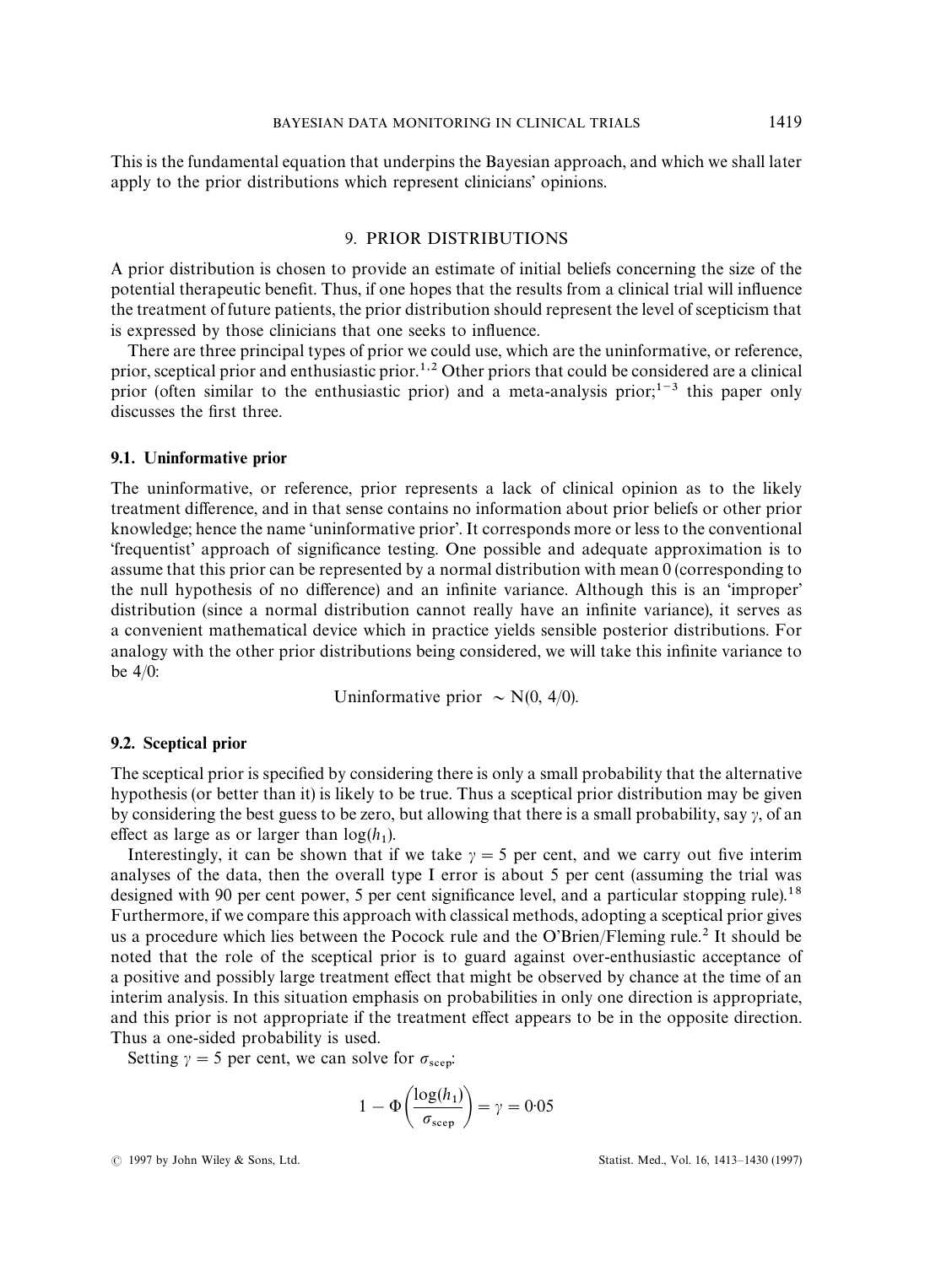This is the fundamental equation that underpins the Bayesian approach, and which we shall later apply to the prior distributions which represent clinicians' opinions.

## 9. PRIOR DISTRIBUTIONS

A prior distribution is chosen to provide an estimate of initial beliefs concerning the size of the potential therapeutic benefit. Thus, if one hopes that the results from a clinical trial will influence the treatment of future patients, the prior distribution should represent the level of scepticism that is expressed by those clinicians that one seeks to influence.

There are three principal types of prior we could use, which are the uninformative, or reference, prior, sceptical prior and enthusiastic prior.[1,2] Other priors that could be considered are a clinical prior (often similar to the enthusiastic prior) and a meta-analysis prior;[1–3] this paper only discusses the first three.

### 9.1. Uninformative prior

The uninformative, or reference, prior represents a lack of clinical opinion as to the likely treatment difference, and in that sense contains no information about prior beliefs or other prior knowledge; hence the name 'uninformative prior'. It corresponds more or less to the conventional 'frequentist' approach of significance testing. One possible and adequate approximation is to assume that this prior can be represented by a normal distribution with mean 0 (corresponding to the null hypothesis of no difference) and an infinite variance. Although this is an 'improper' distribution (since a normal distribution cannot really have an infinite variance), it serves as a convenient mathematical device which in practice yields sensible posterior distributions. For analogy with the other prior distributions being considered, we will take this infinite variance to be 4/0:

$$\text{Uninformative prior} \sim \text{N}(0,\ 4/0).$$

### 9.2. Sceptical prior

The sceptical prior is specified by considering there is only a small probability that the alternative hypothesis (or better than it) is likely to be true. Thus a sceptical prior distribution may be given by considering the best guess to be zero, but allowing that there is a small probability, say $\gamma$, of an effect as large as or larger than $\log(h_1)$.

Interestingly, it can be shown that if we take $\gamma = 5$ per cent, and we carry out five interim analyses of the data, then the overall type I error is about 5 per cent (assuming the trial was designed with 90 per cent power, 5 per cent significance level, and a particular stopping rule).[18] Furthermore, if we compare this approach with classical methods, adopting a sceptical prior gives us a procedure which lies between the Pocock rule and the O'Brien/Fleming rule.[2] It should be noted that the role of the sceptical prior is to guard against over-enthusiastic acceptance of a positive and possibly large treatment effect that might be observed by chance at the time of an interim analysis. In this situation emphasis on probabilities in only one direction is appropriate, and this prior is not appropriate if the treatment effect appears to be in the opposite direction. Thus a one-sided probability is used.

Setting $\gamma = 5$ per cent, we can solve for $\sigma_{\text{scep}}$:

$$1 - \Phi\left(\frac{\log(h_1)}{\sigma_{\text{scep}}}\right) = \gamma = 0{\cdot}05$$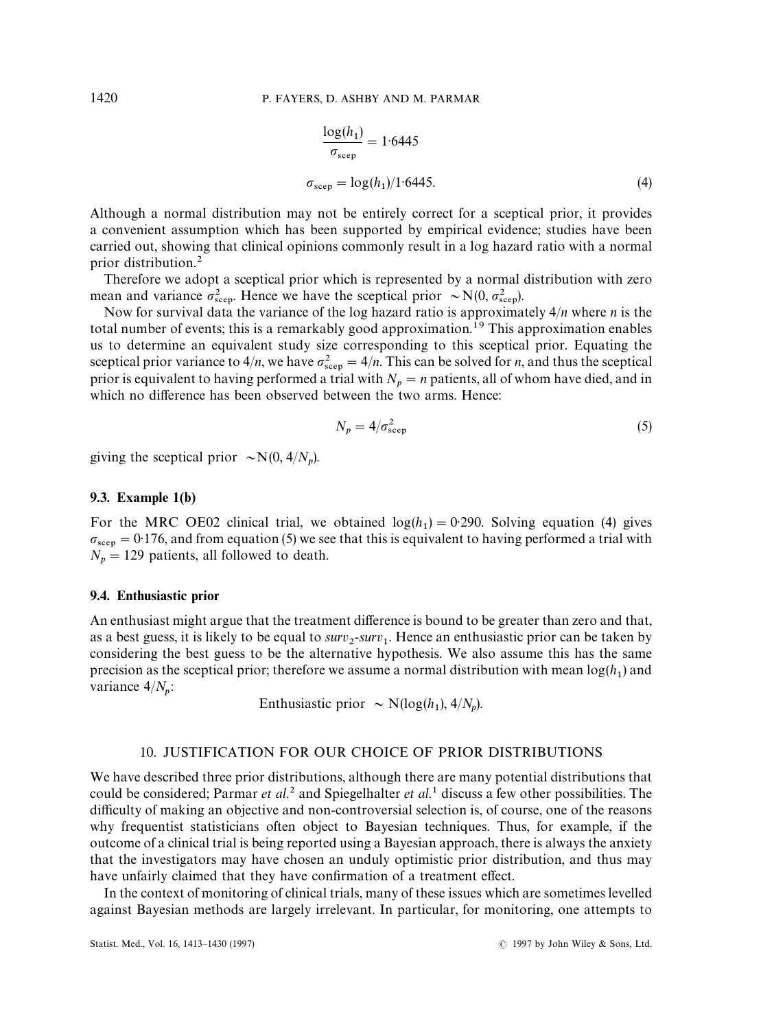$$\frac{\log(h_1)}{\sigma_{\text{scep}}} = 1{\cdot}6445$$

$$\sigma_{\text{scep}} = \log(h_1)/1{\cdot}6445. \tag{4}$$

Although a normal distribution may not be entirely correct for a sceptical prior, it provides a convenient assumption which has been supported by empirical evidence; studies have been carried out, showing that clinical opinions commonly result in a log hazard ratio with a normal prior distribution.[2]

Therefore we adopt a sceptical prior which is represented by a normal distribution with zero mean and variance $\sigma^2_{\text{scep}}$. Hence we have the sceptical prior $\sim \text{N}(0, \sigma^2_{\text{scep}})$.

Now for survival data the variance of the log hazard ratio is approximately $4/n$ where $n$ is the total number of events; this is a remarkably good approximation.[19] This approximation enables us to determine an equivalent study size corresponding to this sceptical prior. Equating the sceptical prior variance to $4/n$, we have $\sigma^2_{\text{scep}} = 4/n$. This can be solved for $n$, and thus the sceptical prior is equivalent to having performed a trial with $N_p = n$ patients, all of whom have died, and in which no difference has been observed between the two arms. Hence:

$$N_p = 4/\sigma^2_{\text{scep}} \tag{5}$$

giving the sceptical prior $\sim \text{N}(0, 4/N_p)$.

### 9.3. Example 1(b)

For the MRC OE02 clinical trial, we obtained $\log(h_1) = 0{\cdot}290$. Solving equation (4) gives $\sigma_{\text{scep}} = 0{\cdot}176$, and from equation (5) we see that this is equivalent to having performed a trial with $N_p = 129$ patients, all followed to death.

### 9.4. Enthusiastic prior

An enthusiast might argue that the treatment difference is bound to be greater than zero and that, as a best guess, it is likely to be equal to $surv_2$-$surv_1$. Hence an enthusiastic prior can be taken by considering the best guess to be the alternative hypothesis. We also assume this has the same precision as the sceptical prior; therefore we assume a normal distribution with mean $\log(h_1)$ and variance $4/N_p$:

$$\text{Enthusiastic prior } \sim \text{N}(\log(h_1), 4/N_p).$$

## 10. JUSTIFICATION FOR OUR CHOICE OF PRIOR DISTRIBUTIONS

We have described three prior distributions, although there are many potential distributions that could be considered; Parmar *et al.*[2] and Spiegelhalter *et al.*[1] discuss a few other possibilities. The difficulty of making an objective and non-controversial selection is, of course, one of the reasons why frequentist statisticians often object to Bayesian techniques. Thus, for example, if the outcome of a clinical trial is being reported using a Bayesian approach, there is always the anxiety that the investigators may have chosen an unduly optimistic prior distribution, and thus may have unfairly claimed that they have confirmation of a treatment effect.

In the context of monitoring of clinical trials, many of these issues which are sometimes levelled against Bayesian methods are largely irrelevant. In particular, for monitoring, one attempts to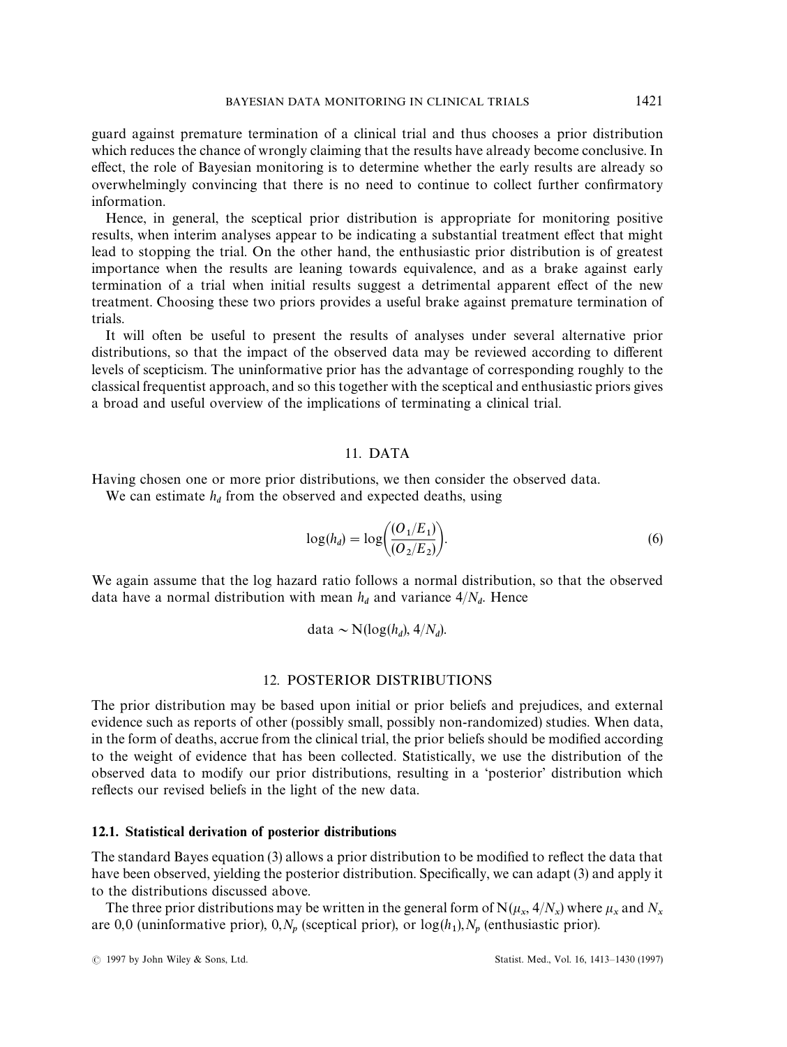guard against premature termination of a clinical trial and thus chooses a prior distribution which reduces the chance of wrongly claiming that the results have already become conclusive. In effect, the role of Bayesian monitoring is to determine whether the early results are already so overwhelmingly convincing that there is no need to continue to collect further confirmatory information.

Hence, in general, the sceptical prior distribution is appropriate for monitoring positive results, when interim analyses appear to be indicating a substantial treatment effect that might lead to stopping the trial. On the other hand, the enthusiastic prior distribution is of greatest importance when the results are leaning towards equivalence, and as a brake against early termination of a trial when initial results suggest a detrimental apparent effect of the new treatment. Choosing these two priors provides a useful brake against premature termination of trials.

It will often be useful to present the results of analyses under several alternative prior distributions, so that the impact of the observed data may be reviewed according to different levels of scepticism. The uninformative prior has the advantage of corresponding roughly to the classical frequentist approach, and so this together with the sceptical and enthusiastic priors gives a broad and useful overview of the implications of terminating a clinical trial.

## 11. DATA

Having chosen one or more prior distributions, we then consider the observed data.

We can estimate $h_d$ from the observed and expected deaths, using

$$\log(h_d) = \log\left(\frac{(O_1/E_1)}{(O_2/E_2)}\right). \tag{6}$$

We again assume that the log hazard ratio follows a normal distribution, so that the observed data have a normal distribution with mean $h_d$ and variance $4/N_d$. Hence

$$\text{data} \sim \mathrm{N}(\log(h_d), 4/N_d).$$

## 12. POSTERIOR DISTRIBUTIONS

The prior distribution may be based upon initial or prior beliefs and prejudices, and external evidence such as reports of other (possibly small, possibly non-randomized) studies. When data, in the form of deaths, accrue from the clinical trial, the prior beliefs should be modified according to the weight of evidence that has been collected. Statistically, we use the distribution of the observed data to modify our prior distributions, resulting in a 'posterior' distribution which reflects our revised beliefs in the light of the new data.

### 12.1. Statistical derivation of posterior distributions

The standard Bayes equation (3) allows a prior distribution to be modified to reflect the data that have been observed, yielding the posterior distribution. Specifically, we can adapt (3) and apply it to the distributions discussed above.

The three prior distributions may be written in the general form of $\mathrm{N}(\mu_x, 4/N_x)$ where $\mu_x$ and $N_x$ are 0,0 (uninformative prior), $0, N_p$ (sceptical prior), or $\log(h_1), N_p$ (enthusiastic prior).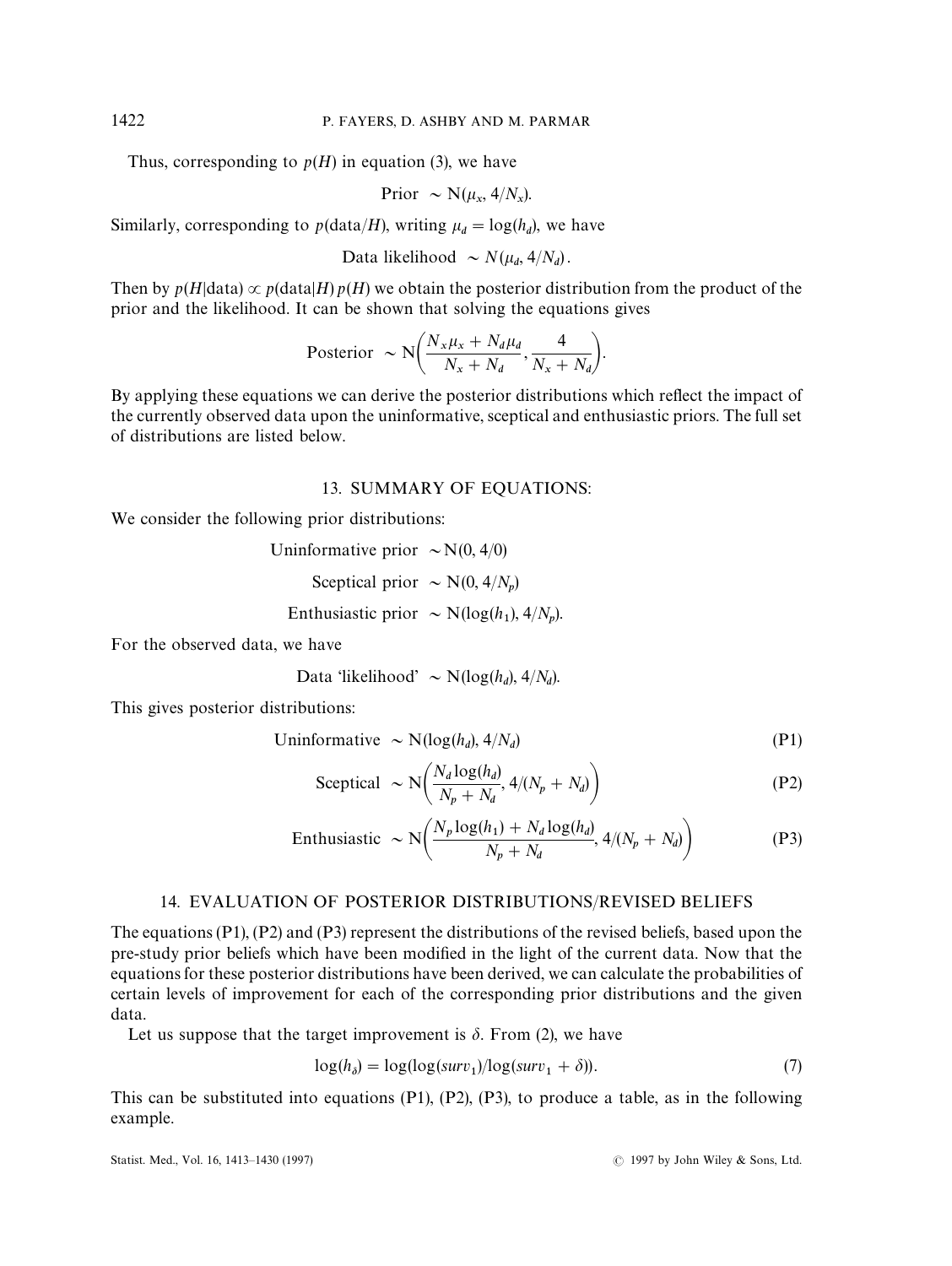Thus, corresponding to $p(H)$ in equation (3), we have

$$\text{Prior} \sim \mathrm{N}(\mu_x, 4/N_x).$$

Similarly, corresponding to $p(\text{data}/H)$, writing $\mu_d = \log(h_d)$, we have

$$\text{Data likelihood} \sim N(\mu_d, 4/N_d).$$

Then by $p(H|\text{data}) \propto p(\text{data}|H)\, p(H)$ we obtain the posterior distribution from the product of the prior and the likelihood. It can be shown that solving the equations gives

$$\text{Posterior} \sim \mathrm{N}\left(\frac{N_x \mu_x + N_d \mu_d}{N_x + N_d}, \frac{4}{N_x + N_d}\right).$$

By applying these equations we can derive the posterior distributions which reflect the impact of the currently observed data upon the uninformative, sceptical and enthusiastic priors. The full set of distributions are listed below.

## 13. SUMMARY OF EQUATIONS:

We consider the following prior distributions:

$$\text{Uninformative prior} \sim \mathrm{N}(0, 4/0)$$

$$\text{Sceptical prior} \sim \mathrm{N}(0, 4/N_p)$$

$$\text{Enthusiastic prior} \sim \mathrm{N}(\log(h_1), 4/N_p).$$

For the observed data, we have

$$\text{Data 'likelihood'} \sim \mathrm{N}(\log(h_d), 4/N_d).$$

This gives posterior distributions:

$$\text{Uninformative} \sim \mathrm{N}(\log(h_d), 4/N_d) \tag{P1}$$

$$\text{Sceptical} \sim \mathrm{N}\left(\frac{N_d \log(h_d)}{N_p + N_d}, 4/(N_p + N_d)\right) \tag{P2}$$

$$\text{Enthusiastic} \sim \mathrm{N}\left(\frac{N_p \log(h_1) + N_d \log(h_d)}{N_p + N_d}, 4/(N_p + N_d)\right) \tag{P3}$$

## 14. EVALUATION OF POSTERIOR DISTRIBUTIONS/REVISED BELIEFS

The equations (P1), (P2) and (P3) represent the distributions of the revised beliefs, based upon the pre-study prior beliefs which have been modified in the light of the current data. Now that the equations for these posterior distributions have been derived, we can calculate the probabilities of certain levels of improvement for each of the corresponding prior distributions and the given data.

Let us suppose that the target improvement is $\delta$. From (2), we have

$$\log(h_\delta) = \log(\log(surv_1)/\log(surv_1 + \delta)). \tag{7}$$

This can be substituted into equations (P1), (P2), (P3), to produce a table, as in the following example.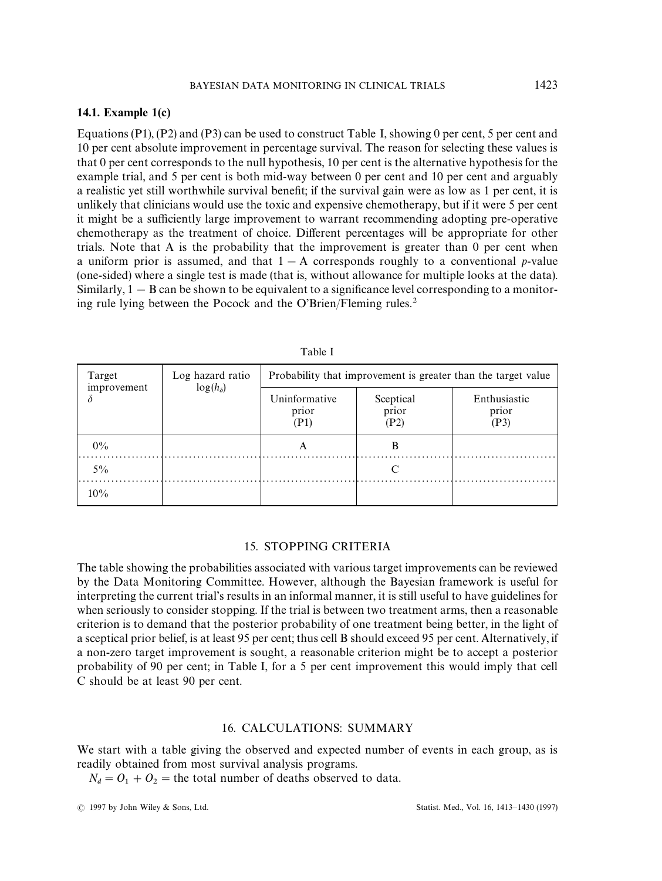### 14.1. Example 1(c)

Equations (P1), (P2) and (P3) can be used to construct Table I, showing 0 per cent, 5 per cent and 10 per cent absolute improvement in percentage survival. The reason for selecting these values is that 0 per cent corresponds to the null hypothesis, 10 per cent is the alternative hypothesis for the example trial, and 5 per cent is both mid-way between 0 per cent and 10 per cent and arguably a realistic yet still worthwhile survival benefit; if the survival gain were as low as 1 per cent, it is unlikely that clinicians would use the toxic and expensive chemotherapy, but if it were 5 per cent it might be a sufficiently large improvement to warrant recommending adopting pre-operative chemotherapy as the treatment of choice. Different percentages will be appropriate for other trials. Note that A is the probability that the improvement is greater than 0 per cent when a uniform prior is assumed, and that $1 - \mathrm{A}$ corresponds roughly to a conventional *p*-value (one-sided) where a single test is made (that is, without allowance for multiple looks at the data). Similarly, $1 - \mathrm{B}$ can be shown to be equivalent to a significance level corresponding to a monitoring rule lying between the Pocock and the O'Brien/Fleming rules.[2]

Table I

| Target improvement $\delta$ | Log hazard ratio $\log(h_\delta)$ | Probability that improvement is greater than the target value | | |
|---|---|---|---|---|
| | | Uninformative prior (P1) | Sceptical prior (P2) | Enthusiastic prior (P3) |
| 0% | | A | B | |
| 5% | | | C | |
| 10% | | | | |

## 15. STOPPING CRITERIA

The table showing the probabilities associated with various target improvements can be reviewed by the Data Monitoring Committee. However, although the Bayesian framework is useful for interpreting the current trial's results in an informal manner, it is still useful to have guidelines for when seriously to consider stopping. If the trial is between two treatment arms, then a reasonable criterion is to demand that the posterior probability of one treatment being better, in the light of a sceptical prior belief, is at least 95 per cent; thus cell B should exceed 95 per cent. Alternatively, if a non-zero target improvement is sought, a reasonable criterion might be to accept a posterior probability of 90 per cent; in Table I, for a 5 per cent improvement this would imply that cell C should be at least 90 per cent.

## 16. CALCULATIONS: SUMMARY

We start with a table giving the observed and expected number of events in each group, as is readily obtained from most survival analysis programs.

$N_d = O_1 + O_2 =$ the total number of deaths observed to data.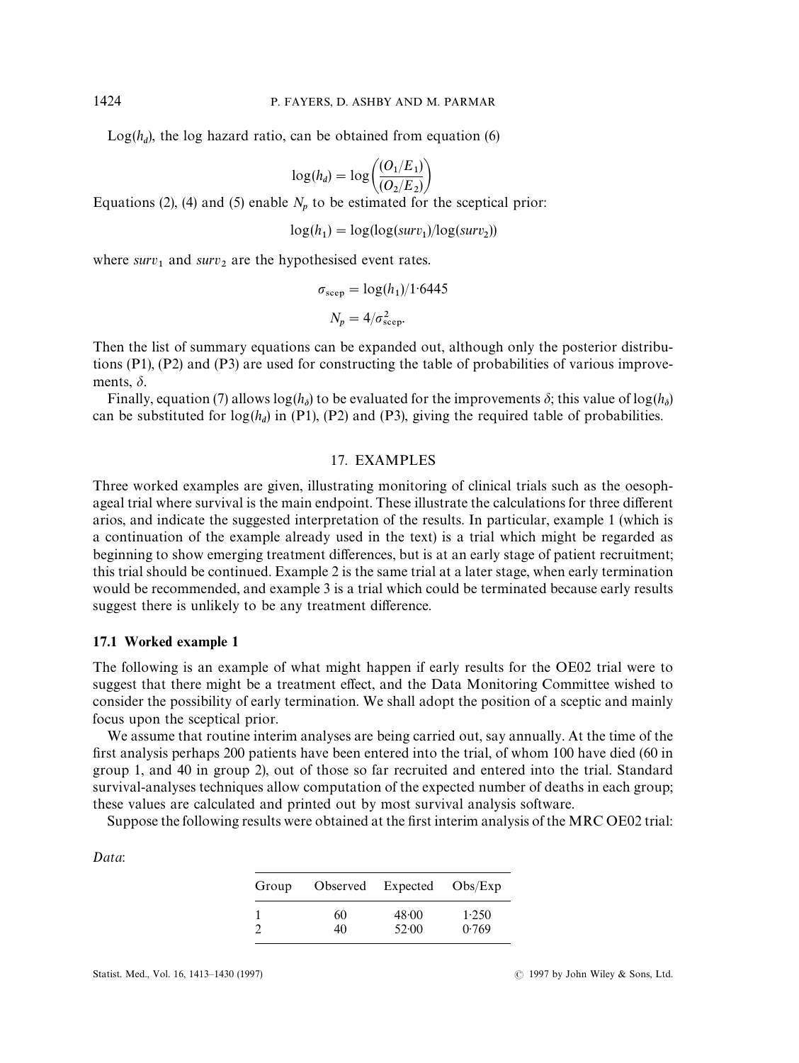$\text{Log}(h_d)$, the log hazard ratio, can be obtained from equation (6)

$$\log(h_d) = \log\left(\frac{(O_1/E_1)}{(O_2/E_2)}\right)$$

Equations (2), (4) and (5) enable $N_p$ to be estimated for the sceptical prior:

$$\log(h_1) = \log(\log(surv_1)/\log(surv_2))$$

where $surv_1$ and $surv_2$ are the hypothesised event rates.

$$\sigma_{\text{scep}} = \log(h_1)/1{\cdot}6445$$

$$N_p = 4/\sigma^2_{\text{scep}}.$$

Then the list of summary equations can be expanded out, although only the posterior distributions (P1), (P2) and (P3) are used for constructing the table of probabilities of various improvements, $\delta$.

Finally, equation (7) allows $\log(h_\delta)$ to be evaluated for the improvements $\delta$; this value of $\log(h_\delta)$ can be substituted for $\log(h_d)$ in (P1), (P2) and (P3), giving the required table of probabilities.

## 17. EXAMPLES

Three worked examples are given, illustrating monitoring of clinical trials such as the oesophageal trial where survival is the main endpoint. These illustrate the calculations for three different arios, and indicate the suggested interpretation of the results. In particular, example 1 (which is a continuation of the example already used in the text) is a trial which might be regarded as beginning to show emerging treatment differences, but is at an early stage of patient recruitment; this trial should be continued. Example 2 is the same trial at a later stage, when early termination would be recommended, and example 3 is a trial which could be terminated because early results suggest there is unlikely to be any treatment difference.

### 17.1 Worked example 1

The following is an example of what might happen if early results for the OE02 trial were to suggest that there might be a treatment effect, and the Data Monitoring Committee wished to consider the possibility of early termination. We shall adopt the position of a sceptic and mainly focus upon the sceptical prior.

We assume that routine interim analyses are being carried out, say annually. At the time of the first analysis perhaps 200 patients have been entered into the trial, of whom 100 have died (60 in group 1, and 40 in group 2), out of those so far recruited and entered into the trial. Standard survival-analyses techniques allow computation of the expected number of deaths in each group; these values are calculated and printed out by most survival analysis software.

Suppose the following results were obtained at the first interim analysis of the MRC OE02 trial:

*Data*:

| Group | Observed | Expected | Obs/Exp |
|---|---|---|---|
| 1 | 60 | 48·00 | 1·250 |
| 2 | 40 | 52·00 | 0·769 |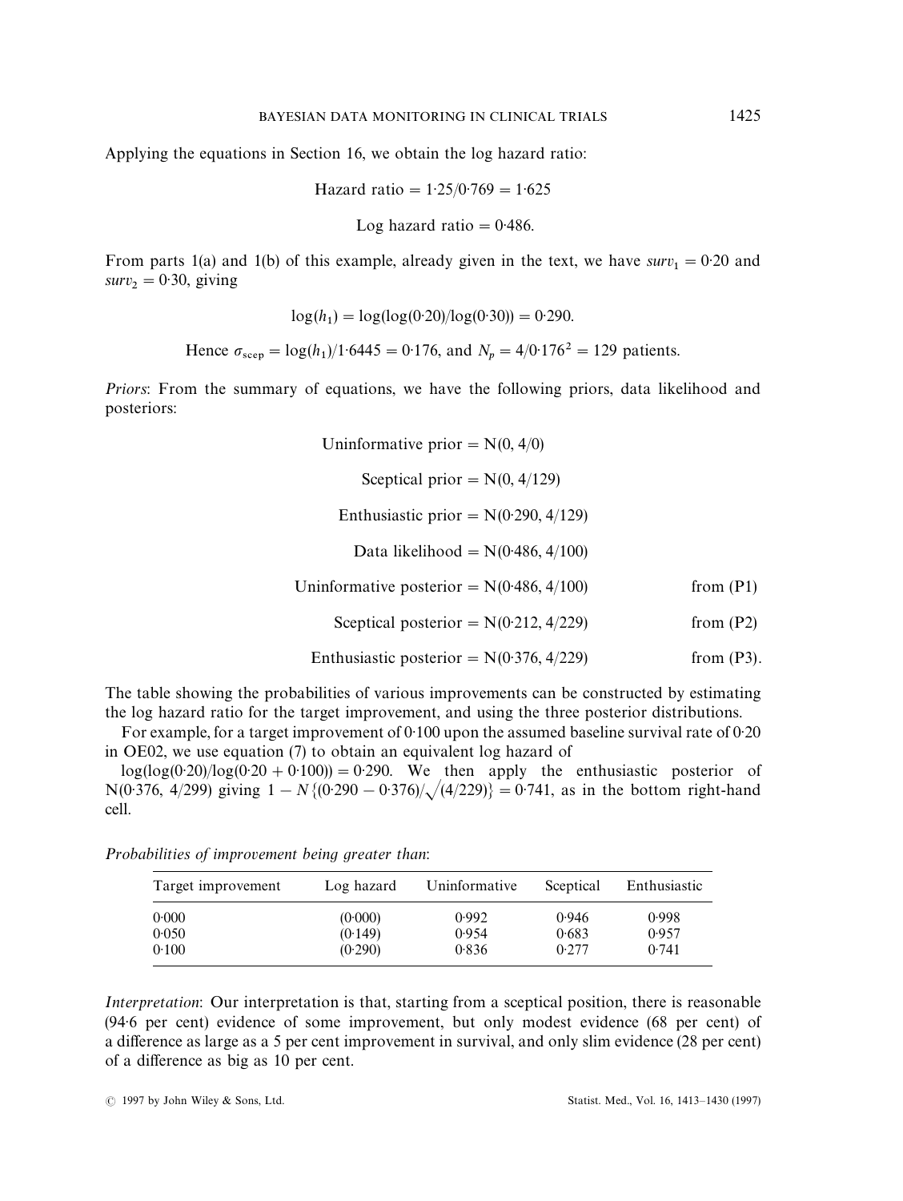Applying the equations in Section 16, we obtain the log hazard ratio:

$$\text{Hazard ratio} = 1{\cdot}25/0{\cdot}769 = 1{\cdot}625$$

$$\text{Log hazard ratio} = 0{\cdot}486.$$

From parts 1(a) and 1(b) of this example, already given in the text, we have $surv_1 = 0{\cdot}20$ and $surv_2 = 0{\cdot}30$, giving

$$\log(h_1) = \log(\log(0{\cdot}20)/\log(0{\cdot}30)) = 0{\cdot}290.$$

$$\text{Hence } \sigma_{\text{scep}} = \log(h_1)/1{\cdot}6445 = 0{\cdot}176, \text{ and } N_p = 4/0{\cdot}176^2 = 129 \text{ patients.}$$

*Priors*: From the summary of equations, we have the following priors, data likelihood and posteriors:

$$\text{Uninformative prior} = \text{N}(0, 4/0)$$

$$\text{Sceptical prior} = \text{N}(0, 4/129)$$

$$\text{Enthusiastic prior} = \text{N}(0{\cdot}290, 4/129)$$

$$\text{Data likelihood} = \text{N}(0{\cdot}486, 4/100)$$

$$\text{Uninformative posterior} = \text{N}(0{\cdot}486, 4/100) \qquad \text{from (P1)}$$

$$\text{Sceptical posterior} = \text{N}(0{\cdot}212, 4/229) \qquad \text{from (P2)}$$

$$\text{Enthusiastic posterior} = \text{N}(0{\cdot}376, 4/229) \qquad \text{from (P3).}$$

The table showing the probabilities of various improvements can be constructed by estimating the log hazard ratio for the target improvement, and using the three posterior distributions.

For example, for a target improvement of 0·100 upon the assumed baseline survival rate of 0·20 in OE02, we use equation (7) to obtain an equivalent log hazard of $\log(\log(0{\cdot}20)/\log(0{\cdot}20 + 0{\cdot}100)) = 0{\cdot}290$. We then apply the enthusiastic posterior of $\text{N}(0{\cdot}376, 4/299)$ giving $1 - N\{(0{\cdot}290 - 0{\cdot}376)/\sqrt{(4/229)}\} = 0{\cdot}741$, as in the bottom right-hand cell.

*Probabilities of improvement being greater than*:

| Target improvement | Log hazard | Uninformative | Sceptical | Enthusiastic |
|---|---|---|---|---|
| 0·000 | (0·000) | 0·992 | 0·946 | 0·998 |
| 0·050 | (0·149) | 0·954 | 0·683 | 0·957 |
| 0·100 | (0·290) | 0·836 | 0·277 | 0·741 |

*Interpretation*: Our interpretation is that, starting from a sceptical position, there is reasonable (94·6 per cent) evidence of some improvement, but only modest evidence (68 per cent) of a difference as large as a 5 per cent improvement in survival, and only slim evidence (28 per cent) of a difference as big as 10 per cent.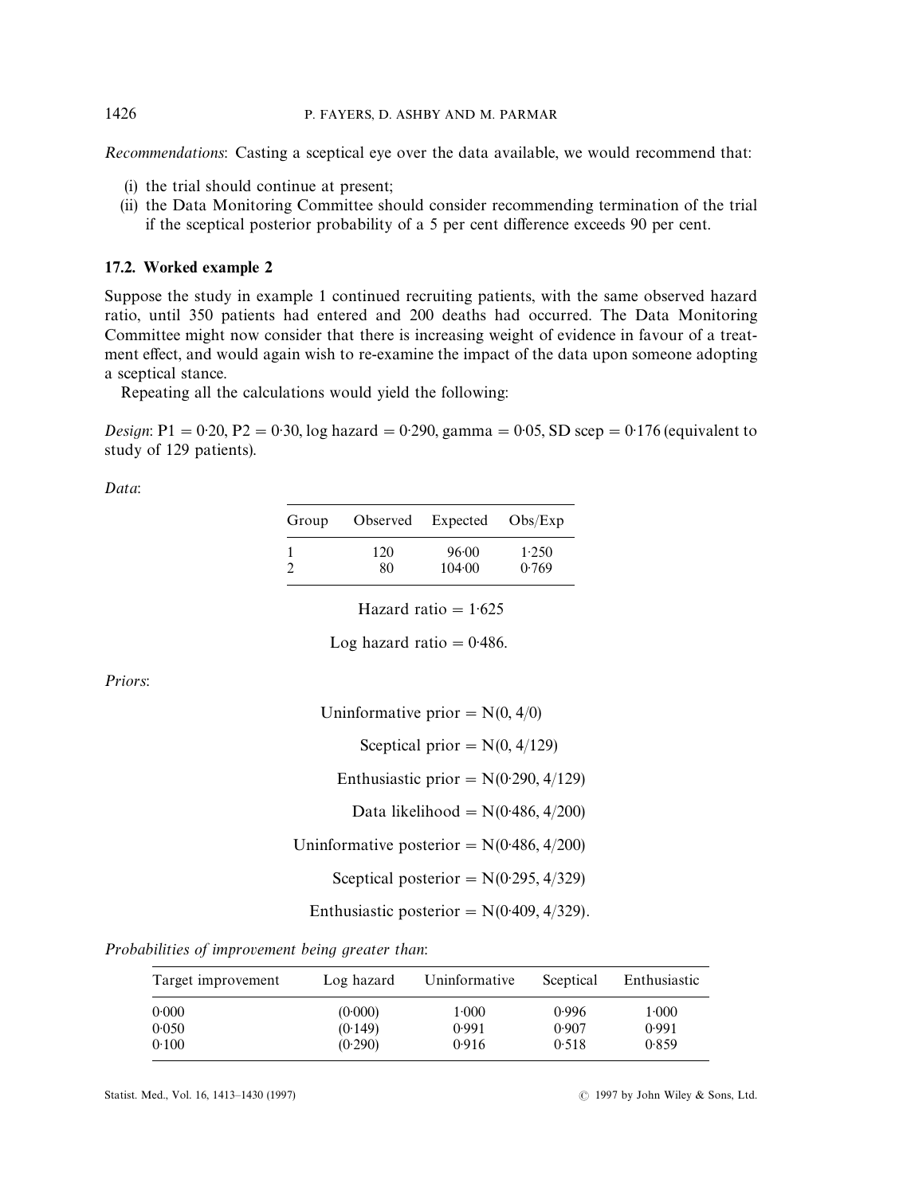*Recommendations*: Casting a sceptical eye over the data available, we would recommend that:

(i) the trial should continue at present;
(ii) the Data Monitoring Committee should consider recommending termination of the trial if the sceptical posterior probability of a 5 per cent difference exceeds 90 per cent.

### 17.2. Worked example 2

Suppose the study in example 1 continued recruiting patients, with the same observed hazard ratio, until 350 patients had entered and 200 deaths had occurred. The Data Monitoring Committee might now consider that there is increasing weight of evidence in favour of a treatment effect, and would again wish to re-examine the impact of the data upon someone adopting a sceptical stance.

Repeating all the calculations would yield the following:

*Design*: P1 = 0·20, P2 = 0·30, log hazard = 0·290, gamma = 0·05, SD scep = 0·176 (equivalent to study of 129 patients).

*Data*:

| Group | Observed | Expected | Obs/Exp |
|---|---|---|---|
| 1 | 120 | 96·00 | 1·250 |
| 2 | 80 | 104·00 | 0·769 |

Hazard ratio = 1·625

Log hazard ratio = 0·486.

*Priors*:

Uninformative prior = N(0, 4/0)

Sceptical prior = N(0, 4/129)

Enthusiastic prior = N(0·290, 4/129)

Data likelihood = N(0·486, 4/200)

Uninformative posterior = N(0·486, 4/200)

Sceptical posterior = N(0·295, 4/329)

Enthusiastic posterior = N(0·409, 4/329).

*Probabilities of improvement being greater than*:

| Target improvement | Log hazard | Uninformative | Sceptical | Enthusiastic |
|---|---|---|---|---|
| 0·000 | (0·000) | 1·000 | 0·996 | 1·000 |
| 0·050 | (0·149) | 0·991 | 0·907 | 0·991 |
| 0·100 | (0·290) | 0·916 | 0·518 | 0·859 |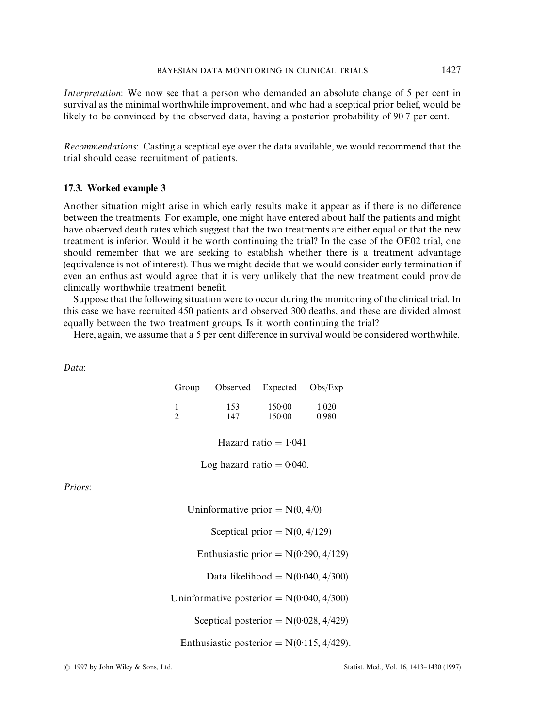*Interpretation*: We now see that a person who demanded an absolute change of 5 per cent in survival as the minimal worthwhile improvement, and who had a sceptical prior belief, would be likely to be convinced by the observed data, having a posterior probability of 90·7 per cent.

*Recommendations*: Casting a sceptical eye over the data available, we would recommend that the trial should cease recruitment of patients.

### 17.3. Worked example 3

Another situation might arise in which early results make it appear as if there is no difference between the treatments. For example, one might have entered about half the patients and might have observed death rates which suggest that the two treatments are either equal or that the new treatment is inferior. Would it be worth continuing the trial? In the case of the OE02 trial, one should remember that we are seeking to establish whether there is a treatment advantage (equivalence is not of interest). Thus we might decide that we would consider early termination if even an enthusiast would agree that it is very unlikely that the new treatment could provide clinically worthwhile treatment benefit.

Suppose that the following situation were to occur during the monitoring of the clinical trial. In this case we have recruited 450 patients and observed 300 deaths, and these are divided almost equally between the two treatment groups. Is it worth continuing the trial?

Here, again, we assume that a 5 per cent difference in survival would be considered worthwhile.

*Data*:

| Group | Observed | Expected | Obs/Exp |
|---|---|---|---|
| 1 | 153 | 150·00 | 1·020 |
| 2 | 147 | 150·00 | 0·980 |

$$\text{Hazard ratio} = 1{\cdot}041$$

$$\text{Log hazard ratio} = 0{\cdot}040.$$

*Priors*:

$$\text{Uninformative prior} = N(0, 4/0)$$

$$\text{Sceptical prior} = N(0, 4/129)$$

$$\text{Enthusiastic prior} = N(0{\cdot}290, 4/129)$$

$$\text{Data likelihood} = N(0{\cdot}040, 4/300)$$

$$\text{Uninformative posterior} = N(0{\cdot}040, 4/300)$$

$$\text{Sceptical posterior} = N(0{\cdot}028, 4/429)$$

$$\text{Enthusiastic posterior} = N(0{\cdot}115, 4/429).$$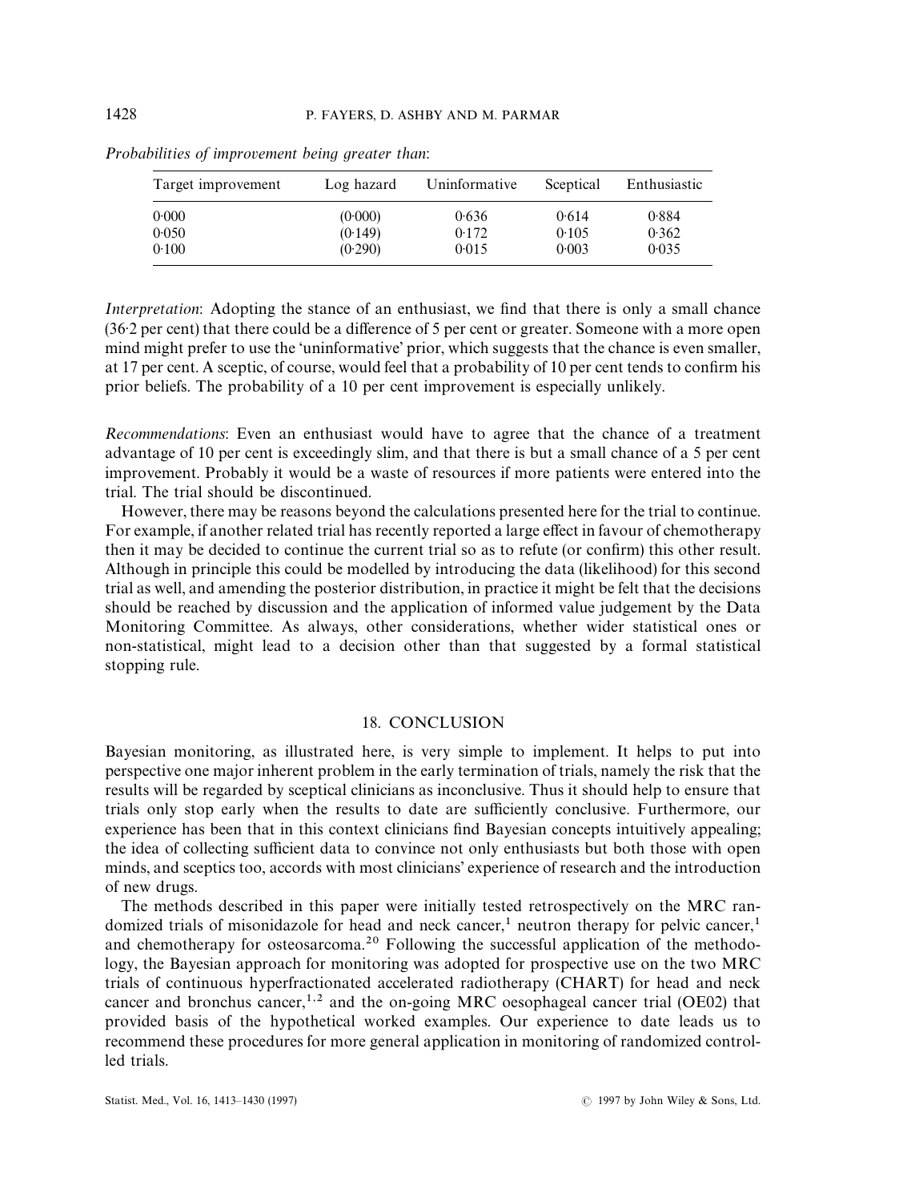*Probabilities of improvement being greater than*:

| Target improvement | Log hazard | Uninformative | Sceptical | Enthusiastic |
|---|---|---|---|---|
| 0·000 | (0·000) | 0·636 | 0·614 | 0·884 |
| 0·050 | (0·149) | 0·172 | 0·105 | 0·362 |
| 0·100 | (0·290) | 0·015 | 0·003 | 0·035 |

*Interpretation*: Adopting the stance of an enthusiast, we find that there is only a small chance (36·2 per cent) that there could be a difference of 5 per cent or greater. Someone with a more open mind might prefer to use the 'uninformative' prior, which suggests that the chance is even smaller, at 17 per cent. A sceptic, of course, would feel that a probability of 10 per cent tends to confirm his prior beliefs. The probability of a 10 per cent improvement is especially unlikely.

*Recommendations*: Even an enthusiast would have to agree that the chance of a treatment advantage of 10 per cent is exceedingly slim, and that there is but a small chance of a 5 per cent improvement. Probably it would be a waste of resources if more patients were entered into the trial. The trial should be discontinued.

However, there may be reasons beyond the calculations presented here for the trial to continue. For example, if another related trial has recently reported a large effect in favour of chemotherapy then it may be decided to continue the current trial so as to refute (or confirm) this other result. Although in principle this could be modelled by introducing the data (likelihood) for this second trial as well, and amending the posterior distribution, in practice it might be felt that the decisions should be reached by discussion and the application of informed value judgement by the Data Monitoring Committee. As always, other considerations, whether wider statistical ones or non-statistical, might lead to a decision other than that suggested by a formal statistical stopping rule.

## 18. CONCLUSION

Bayesian monitoring, as illustrated here, is very simple to implement. It helps to put into perspective one major inherent problem in the early termination of trials, namely the risk that the results will be regarded by sceptical clinicians as inconclusive. Thus it should help to ensure that trials only stop early when the results to date are sufficiently conclusive. Furthermore, our experience has been that in this context clinicians find Bayesian concepts intuitively appealing; the idea of collecting sufficient data to convince not only enthusiasts but both those with open minds, and sceptics too, accords with most clinicians' experience of research and the introduction of new drugs.

The methods described in this paper were initially tested retrospectively on the MRC randomized trials of misonidazole for head and neck cancer,[1] neutron therapy for pelvic cancer,[1] and chemotherapy for osteosarcoma.[20] Following the successful application of the methodology, the Bayesian approach for monitoring was adopted for prospective use on the two MRC trials of continuous hyperfractionated accelerated radiotherapy (CHART) for head and neck cancer and bronchus cancer,[1,2] and the on-going MRC oesophageal cancer trial (OE02) that provided basis of the hypothetical worked examples. Our experience to date leads us to recommend these procedures for more general application in monitoring of randomized controlled trials.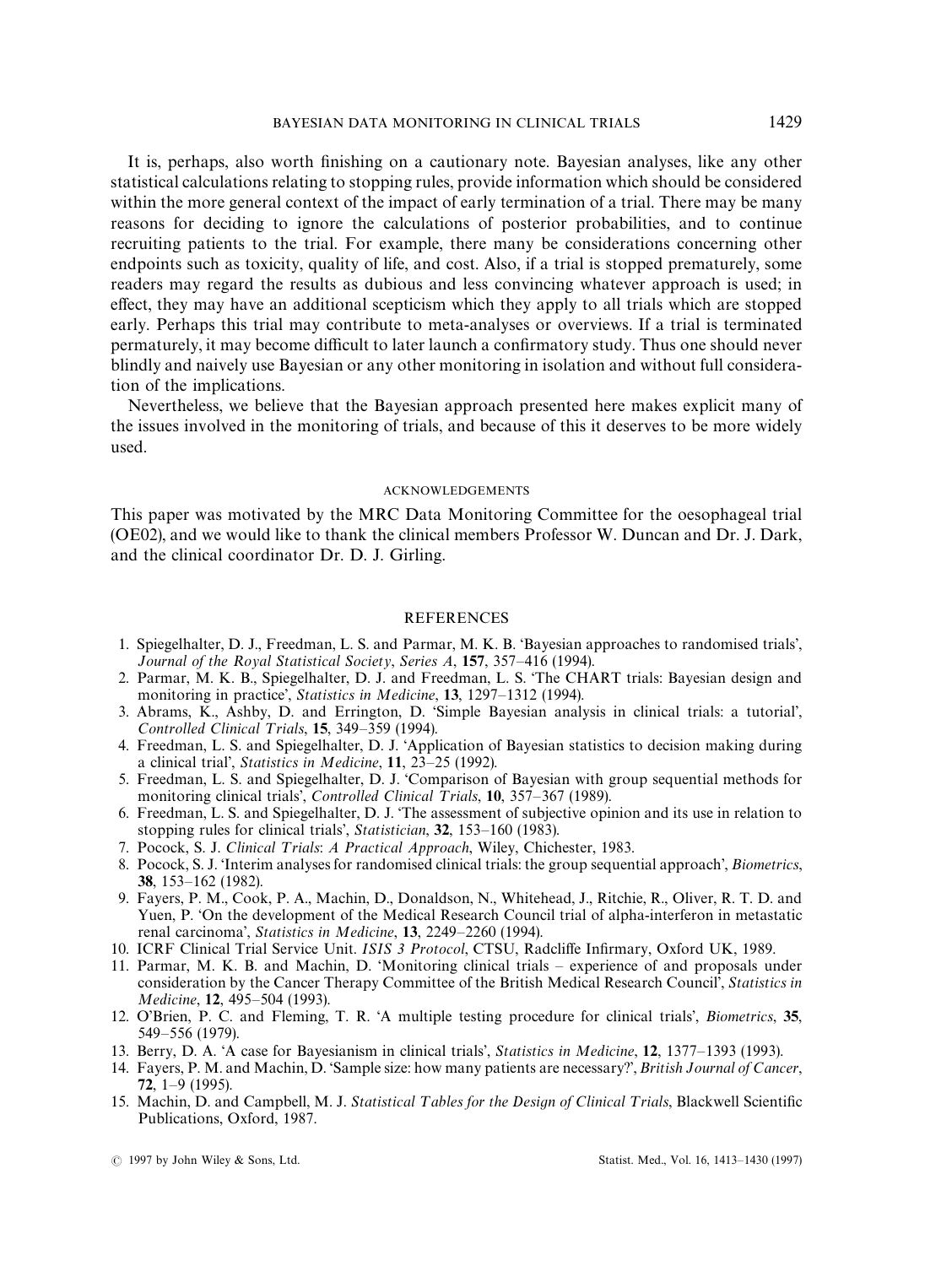It is, perhaps, also worth finishing on a cautionary note. Bayesian analyses, like any other statistical calculations relating to stopping rules, provide information which should be considered within the more general context of the impact of early termination of a trial. There may be many reasons for deciding to ignore the calculations of posterior probabilities, and to continue recruiting patients to the trial. For example, there many be considerations concerning other endpoints such as toxicity, quality of life, and cost. Also, if a trial is stopped prematurely, some readers may regard the results as dubious and less convincing whatever approach is used; in effect, they may have an additional scepticism which they apply to all trials which are stopped early. Perhaps this trial may contribute to meta-analyses or overviews. If a trial is terminated permaturely, it may become difficult to later launch a confirmatory study. Thus one should never blindly and naively use Bayesian or any other monitoring in isolation and without full consideration of the implications.

Nevertheless, we believe that the Bayesian approach presented here makes explicit many of the issues involved in the monitoring of trials, and because of this it deserves to be more widely used.

## ACKNOWLEDGEMENTS

This paper was motivated by the MRC Data Monitoring Committee for the oesophageal trial (OE02), and we would like to thank the clinical members Professor W. Duncan and Dr. J. Dark, and the clinical coordinator Dr. D. J. Girling.

## REFERENCES

1. Spiegelhalter, D. J., Freedman, L. S. and Parmar, M. K. B. 'Bayesian approaches to randomised trials', *Journal of the Royal Statistical Society*, *Series A*, **157**, 357–416 (1994).
2. Parmar, M. K. B., Spiegelhalter, D. J. and Freedman, L. S. 'The CHART trials: Bayesian design and monitoring in practice', *Statistics in Medicine*, **13**, 1297–1312 (1994).
3. Abrams, K., Ashby, D. and Errington, D. 'Simple Bayesian analysis in clinical trials: a tutorial', *Controlled Clinical Trials*, **15**, 349–359 (1994).
4. Freedman, L. S. and Spiegelhalter, D. J. 'Application of Bayesian statistics to decision making during a clinical trial', *Statistics in Medicine*, **11**, 23–25 (1992).
5. Freedman, L. S. and Spiegelhalter, D. J. 'Comparison of Bayesian with group sequential methods for monitoring clinical trials', *Controlled Clinical Trials*, **10**, 357–367 (1989).
6. Freedman, L. S. and Spiegelhalter, D. J. 'The assessment of subjective opinion and its use in relation to stopping rules for clinical trials', *Statistician*, **32**, 153–160 (1983).
7. Pocock, S. J. *Clinical Trials*: *A Practical Approach*, Wiley, Chichester, 1983.
8. Pocock, S. J. 'Interim analyses for randomised clinical trials: the group sequential approach', *Biometrics*, **38**, 153–162 (1982).
9. Fayers, P. M., Cook, P. A., Machin, D., Donaldson, N., Whitehead, J., Ritchie, R., Oliver, R. T. D. and Yuen, P. 'On the development of the Medical Research Council trial of alpha-interferon in metastatic renal carcinoma', *Statistics in Medicine*, **13**, 2249–2260 (1994).
10. ICRF Clinical Trial Service Unit. *ISIS 3 Protocol*, CTSU, Radcliffe Infirmary, Oxford UK, 1989.
11. Parmar, M. K. B. and Machin, D. 'Monitoring clinical trials – experience of and proposals under consideration by the Cancer Therapy Committee of the British Medical Research Council', *Statistics in Medicine*, **12**, 495–504 (1993).
12. O'Brien, P. C. and Fleming, T. R. 'A multiple testing procedure for clinical trials', *Biometrics*, **35**, 549–556 (1979).
13. Berry, D. A. 'A case for Bayesianism in clinical trials', *Statistics in Medicine*, **12**, 1377–1393 (1993).
14. Fayers, P. M. and Machin, D. 'Sample size: how many patients are necessary?', *British Journal of Cancer*, **72**, 1–9 (1995).
15. Machin, D. and Campbell, M. J. *Statistical Tables for the Design of Clinical Trials*, Blackwell Scientific Publications, Oxford, 1987.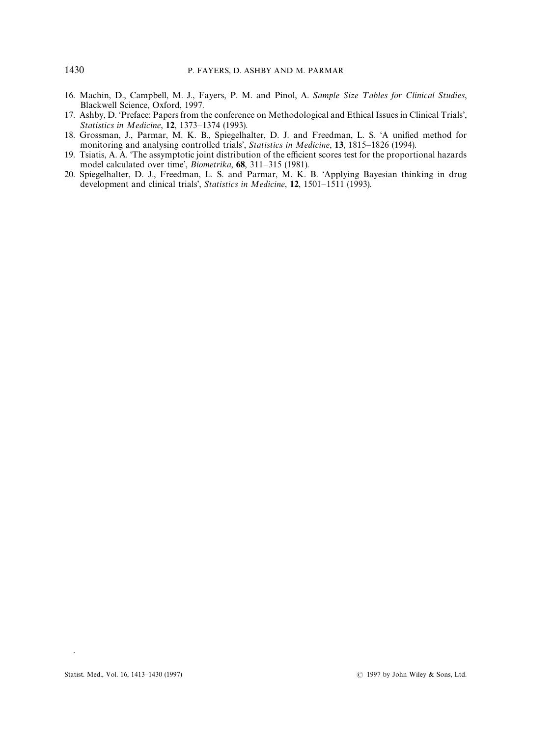16. Machin, D., Campbell, M. J., Fayers, P. M. and Pinol, A. *Sample Size Tables for Clinical Studies*, Blackwell Science, Oxford, 1997.
17. Ashby, D. 'Preface: Papers from the conference on Methodological and Ethical Issues in Clinical Trials', *Statistics in Medicine*, **12**, 1373–1374 (1993).
18. Grossman, J., Parmar, M. K. B., Spiegelhalter, D. J. and Freedman, L. S. 'A unified method for monitoring and analysing controlled trials', *Statistics in Medicine*, **13**, 1815–1826 (1994).
19. Tsiatis, A. A. 'The assymptotic joint distribution of the efficient scores test for the proportional hazards model calculated over time', *Biometrika*, **68**, 311–315 (1981).
20. Spiegelhalter, D. J., Freedman, L. S. and Parmar, M. K. B. 'Applying Bayesian thinking in drug development and clinical trials', *Statistics in Medicine*, **12**, 1501–1511 (1993).